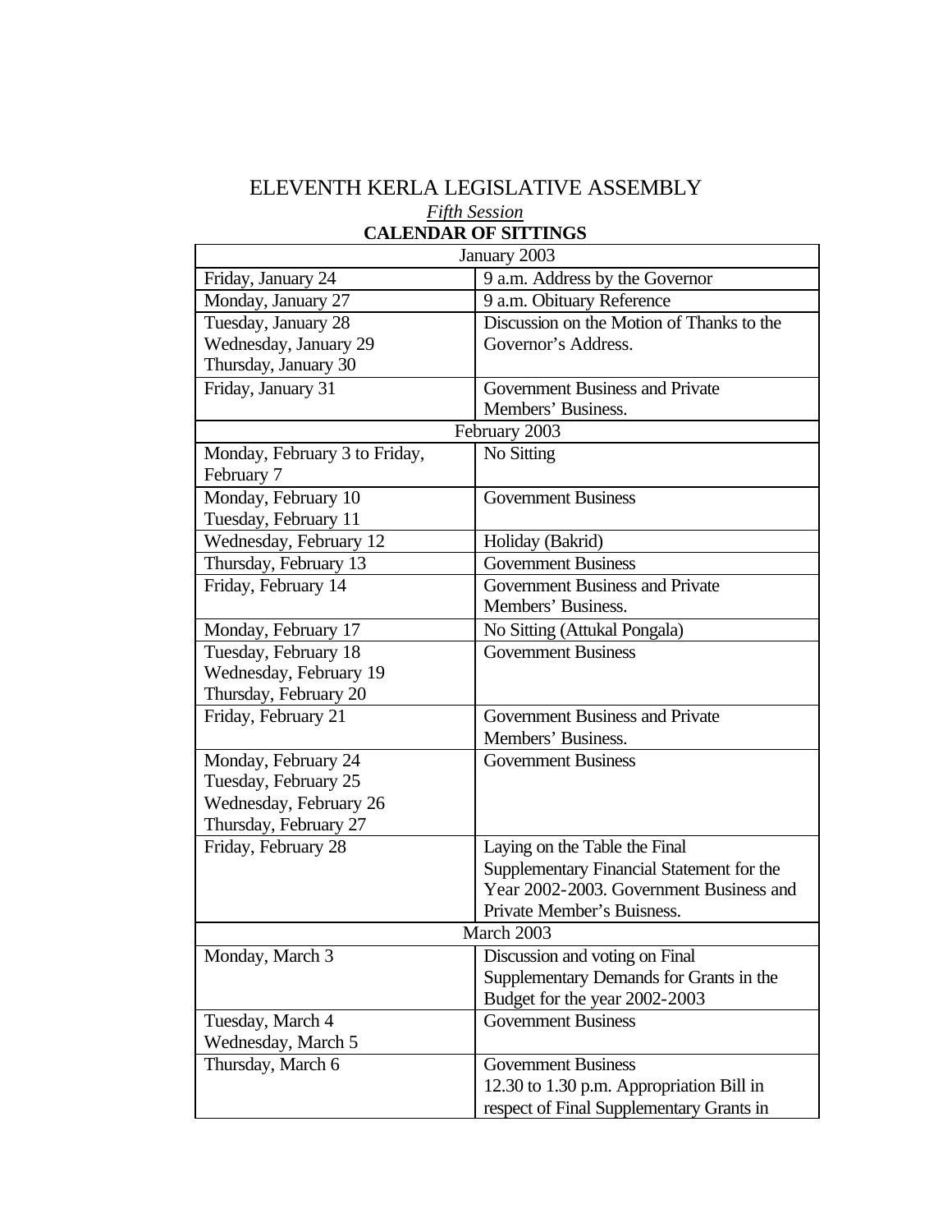# ELEVENTH KERLA LEGISLATIVE ASSEMBLY

*Fifth Session*

**CALENDAR OF SITTINGS**

| January 2003 | |
|---|---|
| Friday, January 24 | 9 a.m. Address by the Governor |
| Monday, January 27 | 9 a.m. Obituary Reference |
| Tuesday, January 28<br>Wednesday, January 29<br>Thursday, January 30 | Discussion on the Motion of Thanks to the Governor's Address. |
| Friday, January 31 | Government Business and Private Members' Business. |
| **February 2003** | |
| Monday, February 3 to Friday, February 7 | No Sitting |
| Monday, February 10<br>Tuesday, February 11 | Government Business |
| Wednesday, February 12 | Holiday (Bakrid) |
| Thursday, February 13 | Government Business |
| Friday, February 14 | Government Business and Private Members' Business. |
| Monday, February 17 | No Sitting (Attukal Pongala) |
| Tuesday, February 18<br>Wednesday, February 19<br>Thursday, February 20 | Government Business |
| Friday, February 21 | Government Business and Private Members' Business. |
| Monday, February 24<br>Tuesday, February 25<br>Wednesday, February 26<br>Thursday, February 27 | Government Business |
| Friday, February 28 | Laying on the Table the Final Supplementary Financial Statement for the Year 2002-2003. Government Business and Private Member's Buisness. |
| **March 2003** | |
| Monday, March 3 | Discussion and voting on Final Supplementary Demands for Grants in the Budget for the year 2002-2003 |
| Tuesday, March 4<br>Wednesday, March 5 | Government Business |
| Thursday, March 6 | Government Business<br>12.30 to 1.30 p.m. Appropriation Bill in respect of Final Supplementary Grants in |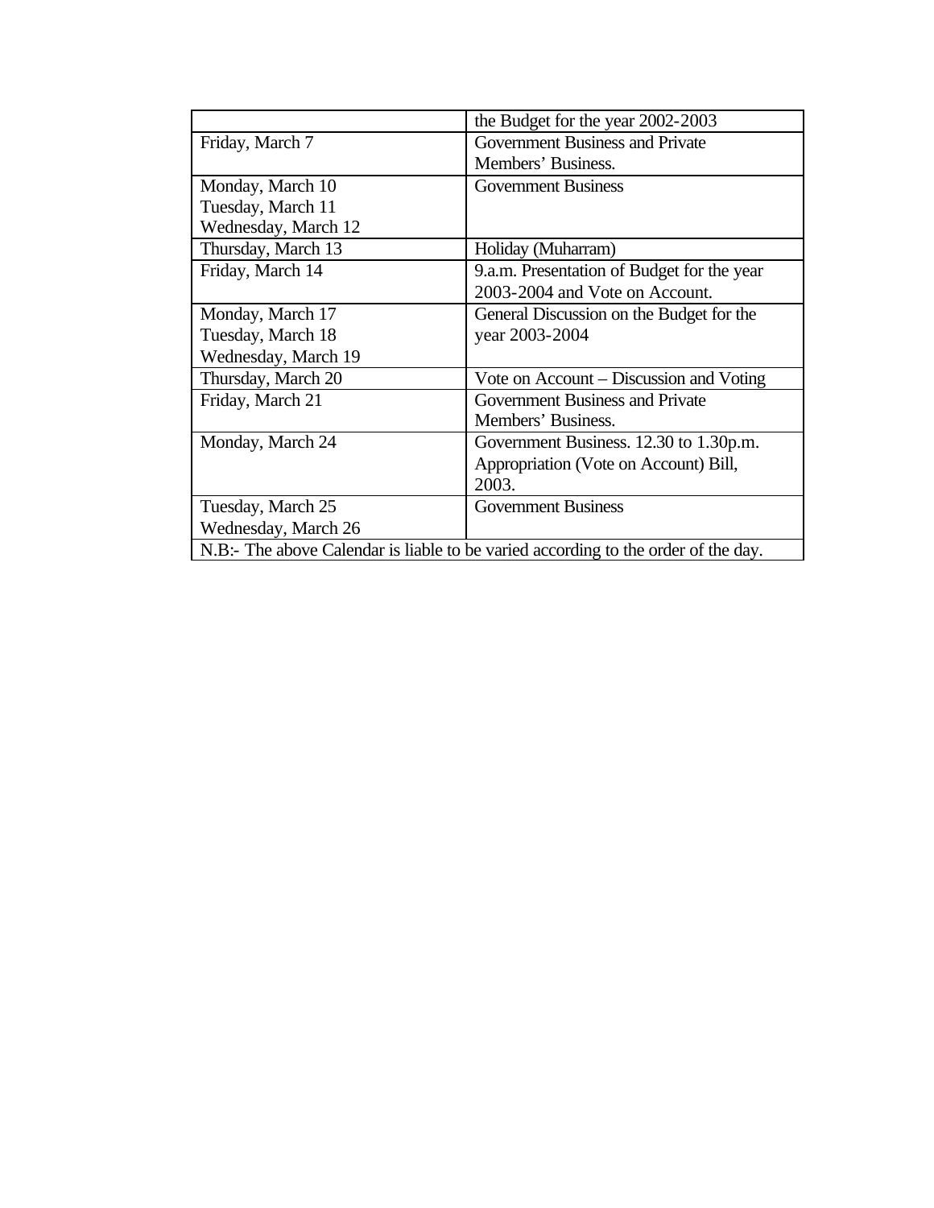| | |
|---|---|
| | the Budget for the year 2002-2003 |
| Friday, March 7 | Government Business and Private Members' Business. |
| Monday, March 10<br>Tuesday, March 11<br>Wednesday, March 12 | Government Business |
| Thursday, March 13 | Holiday (Muharram) |
| Friday, March 14 | 9.a.m. Presentation of Budget for the year 2003-2004 and Vote on Account. |
| Monday, March 17<br>Tuesday, March 18<br>Wednesday, March 19 | General Discussion on the Budget for the year 2003-2004 |
| Thursday, March 20 | Vote on Account – Discussion and Voting |
| Friday, March 21 | Government Business and Private Members' Business. |
| Monday, March 24 | Government Business. 12.30 to 1.30p.m. Appropriation (Vote on Account) Bill, 2003. |
| Tuesday, March 25<br>Wednesday, March 26 | Government Business |
| N.B:- The above Calendar is liable to be varied according to the order of the day. | |